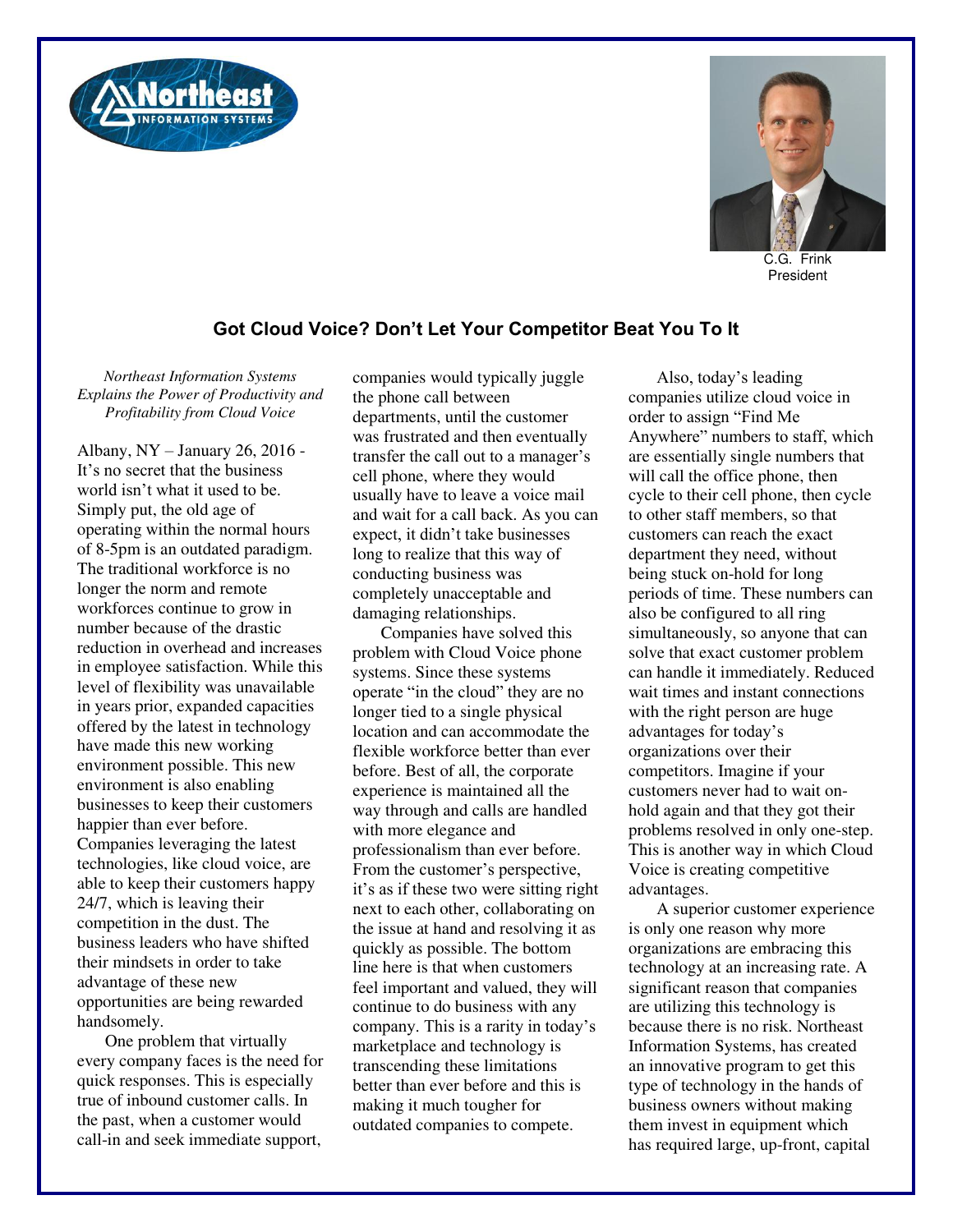C.G. Frink
President

## Got Cloud Voice? Don't Let Your Competitor Beat You To It

*Northeast Information Systems Explains the Power of Productivity and Profitability from Cloud Voice*

Albany, NY – January 26, 2016 - It's no secret that the business world isn't what it used to be. Simply put, the old age of operating within the normal hours of 8-5pm is an outdated paradigm. The traditional workforce is no longer the norm and remote workforces continue to grow in number because of the drastic reduction in overhead and increases in employee satisfaction. While this level of flexibility was unavailable in years prior, expanded capacities offered by the latest in technology have made this new working environment possible. This new environment is also enabling businesses to keep their customers happier than ever before. Companies leveraging the latest technologies, like cloud voice, are able to keep their customers happy 24/7, which is leaving their competition in the dust. The business leaders who have shifted their mindsets in order to take advantage of these new opportunities are being rewarded handsomely.

One problem that virtually every company faces is the need for quick responses. This is especially true of inbound customer calls. In the past, when a customer would call-in and seek immediate support, companies would typically juggle the phone call between departments, until the customer was frustrated and then eventually transfer the call out to a manager's cell phone, where they would usually have to leave a voice mail and wait for a call back. As you can expect, it didn't take businesses long to realize that this way of conducting business was completely unacceptable and damaging relationships.

Companies have solved this problem with Cloud Voice phone systems. Since these systems operate "in the cloud" they are no longer tied to a single physical location and can accommodate the flexible workforce better than ever before. Best of all, the corporate experience is maintained all the way through and calls are handled with more elegance and professionalism than ever before. From the customer's perspective, it's as if these two were sitting right next to each other, collaborating on the issue at hand and resolving it as quickly as possible. The bottom line here is that when customers feel important and valued, they will continue to do business with any company. This is a rarity in today's marketplace and technology is transcending these limitations better than ever before and this is making it much tougher for outdated companies to compete.

Also, today's leading companies utilize cloud voice in order to assign "Find Me Anywhere" numbers to staff, which are essentially single numbers that will call the office phone, then cycle to their cell phone, then cycle to other staff members, so that customers can reach the exact department they need, without being stuck on-hold for long periods of time. These numbers can also be configured to all ring simultaneously, so anyone that can solve that exact customer problem can handle it immediately. Reduced wait times and instant connections with the right person are huge advantages for today's organizations over their competitors. Imagine if your customers never had to wait on-hold again and that they got their problems resolved in only one-step. This is another way in which Cloud Voice is creating competitive advantages.

A superior customer experience is only one reason why more organizations are embracing this technology at an increasing rate. A significant reason that companies are utilizing this technology is because there is no risk. Northeast Information Systems, has created an innovative program to get this type of technology in the hands of business owners without making them invest in equipment which has required large, up-front, capital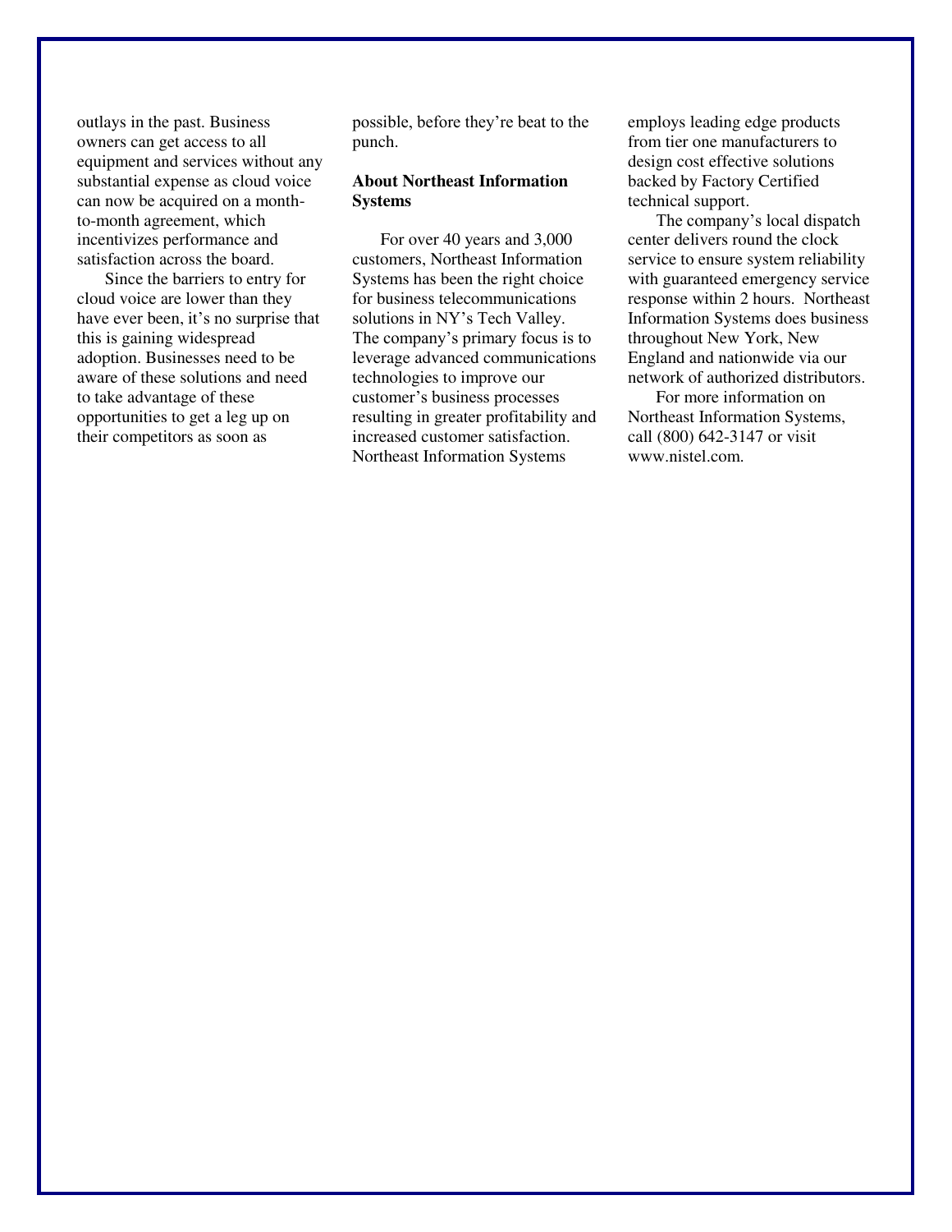outlays in the past. Business owners can get access to all equipment and services without any substantial expense as cloud voice can now be acquired on a month-to-month agreement, which incentivizes performance and satisfaction across the board.

Since the barriers to entry for cloud voice are lower than they have ever been, it's no surprise that this is gaining widespread adoption. Businesses need to be aware of these solutions and need to take advantage of these opportunities to get a leg up on their competitors as soon as possible, before they're beat to the punch.

**About Northeast Information Systems**

For over 40 years and 3,000 customers, Northeast Information Systems has been the right choice for business telecommunications solutions in NY's Tech Valley. The company's primary focus is to leverage advanced communications technologies to improve our customer's business processes resulting in greater profitability and increased customer satisfaction. Northeast Information Systems employs leading edge products from tier one manufacturers to design cost effective solutions backed by Factory Certified technical support.

The company's local dispatch center delivers round the clock service to ensure system reliability with guaranteed emergency service response within 2 hours. Northeast Information Systems does business throughout New York, New England and nationwide via our network of authorized distributors.

For more information on Northeast Information Systems, call (800) 642-3147 or visit www.nistel.com.